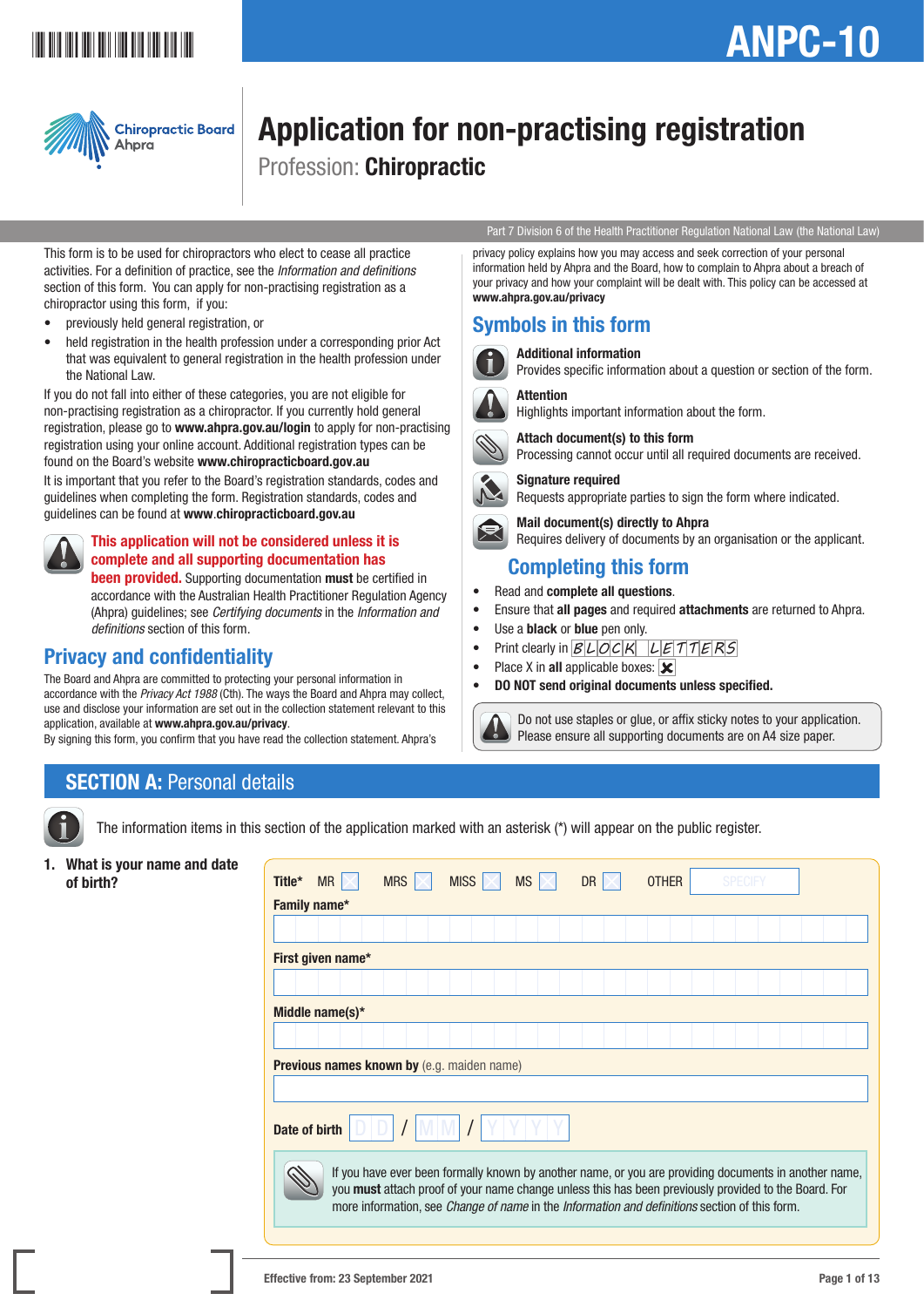# ANPC-10

Chiropractic Board
Ahpra

# Application for non-practising registration

Profession: **Chiropractic**

Part 7 Division 6 of the Health Practitioner Regulation National Law (the National Law)

This form is to be used for chiropractors who elect to cease all practice activities. For a definition of practice, see the *Information and definitions* section of this form. You can apply for non-practising registration as a chiropractor using this form, if you:

- previously held general registration, or
- held registration in the health profession under a corresponding prior Act that was equivalent to general registration in the health profession under the National Law.

If you do not fall into either of these categories, you are not eligible for non-practising registration as a chiropractor. If you currently hold general registration, please go to **www.ahpra.gov.au/login** to apply for non-practising registration using your online account. Additional registration types can be found on the Board's website **www.chiropracticboard.gov.au**

It is important that you refer to the Board's registration standards, codes and guidelines when completing the form. Registration standards, codes and guidelines can be found at **www.chiropracticboard.gov.au**

**This application will not be considered unless it is complete and all supporting documentation has been provided.** Supporting documentation **must** be certified in accordance with the Australian Health Practitioner Regulation Agency (Ahpra) guidelines; see *Certifying documents* in the *Information and definitions* section of this form.

## Privacy and confidentiality

The Board and Ahpra are committed to protecting your personal information in accordance with the *Privacy Act 1988* (Cth). The ways the Board and Ahpra may collect, use and disclose your information are set out in the collection statement relevant to this application, available at **www.ahpra.gov.au/privacy**.

By signing this form, you confirm that you have read the collection statement. Ahpra's privacy policy explains how you may access and seek correction of your personal information held by Ahpra and the Board, how to complain to Ahpra about a breach of your privacy and how your complaint will be dealt with. This policy can be accessed at **www.ahpra.gov.au/privacy**

## Symbols in this form

**Additional information**
Provides specific information about a question or section of the form.

**Attention**
Highlights important information about the form.

**Attach document(s) to this form**
Processing cannot occur until all required documents are received.

**Signature required**
Requests appropriate parties to sign the form where indicated.

**Mail document(s) directly to Ahpra**
Requires delivery of documents by an organisation or the applicant.

## Completing this form

- Read and **complete all questions**.
- Ensure that **all pages** and required **attachments** are returned to Ahpra.
- Use a **black** or **blue** pen only.
- Print clearly in BLOCK LETTERS
- Place X in **all** applicable boxes: ☒
- **DO NOT send original documents unless specified.**

Do not use staples or glue, or affix sticky notes to your application. Please ensure all supporting documents are on A4 size paper.

## SECTION A: Personal details

The information items in this section of the application marked with an asterisk (*) will appear on the public register.

**1. What is your name and date of birth?**

**Title*** MR ☐ MRS ☐ MISS ☐ MS ☐ DR ☐ OTHER ________ (SPECIFY)

**Family name***

**First given name***

**Middle name(s)***

**Previous names known by** (e.g. maiden name)

**Date of birth** DD / MM / YYYY

If you have ever been formally known by another name, or you are providing documents in another name, you **must** attach proof of your name change unless this has been previously provided to the Board. For more information, see *Change of name* in the *Information and definitions* section of this form.

Effective from: 23 September 2021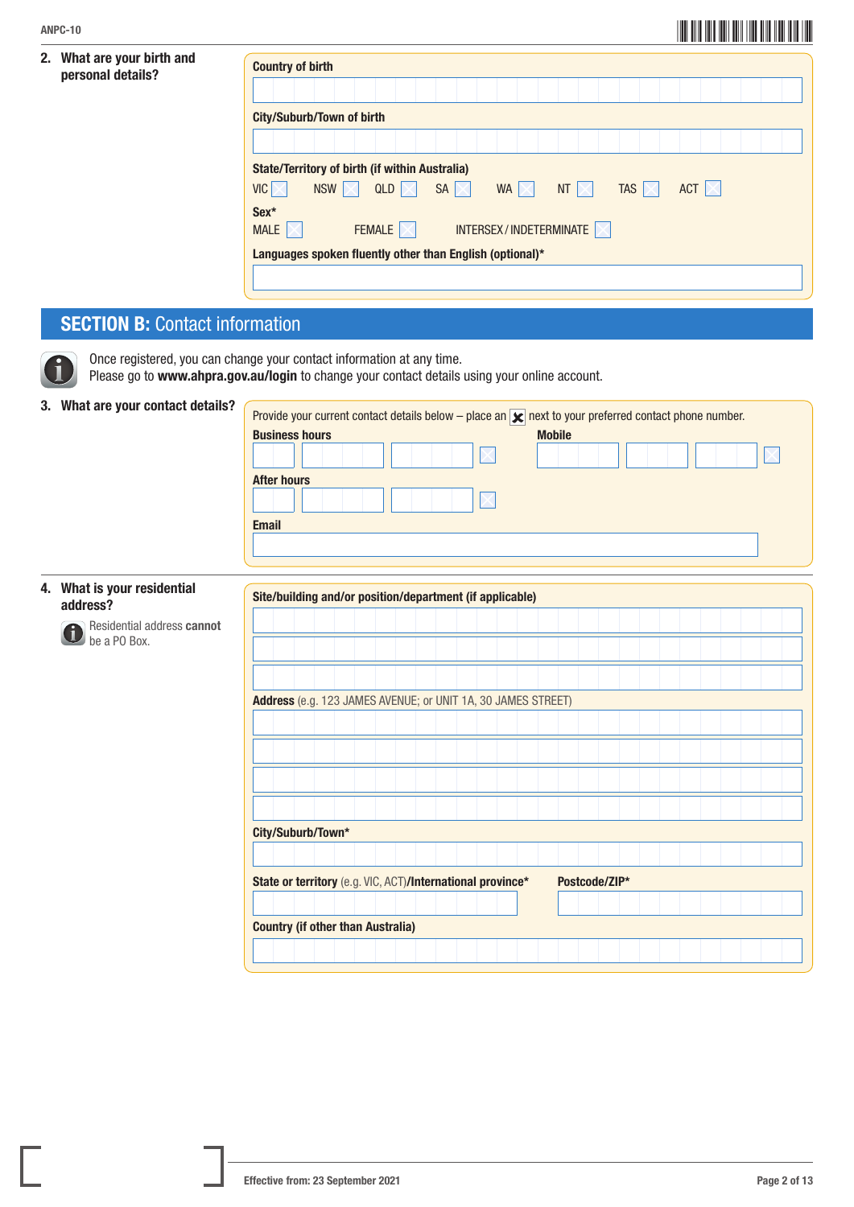**2. What are your birth and personal details?**

**Country of birth**

**City/Suburb/Town of birth**

**State/Territory of birth (if within Australia)**

VIC ☐ NSW ☐ QLD ☐ SA ☐ WA ☐ NT ☐ TAS ☐ ACT ☐

**Sex***

MALE ☐ FEMALE ☐ INTERSEX / INDETERMINATE ☐

**Languages spoken fluently other than English (optional)***

## SECTION B: Contact information

Once registered, you can change your contact information at any time.
Please go to **www.ahpra.gov.au/login** to change your contact details using your online account.

**3. What are your contact details?**

Provide your current contact details below – place an ☒ next to your preferred contact phone number.

**Business hours** ☐

**Mobile** ☐

**After hours** ☐

**Email**

**4. What is your residential address?**

Residential address **cannot** be a PO Box.

**Site/building and/or position/department (if applicable)**

**Address** (e.g. 123 JAMES AVENUE; or UNIT 1A, 30 JAMES STREET)

**City/Suburb/Town***

**State or territory** (e.g. VIC, ACT)**/International province***

**Postcode/ZIP***

**Country (if other than Australia)**

Effective from: 23 September 2021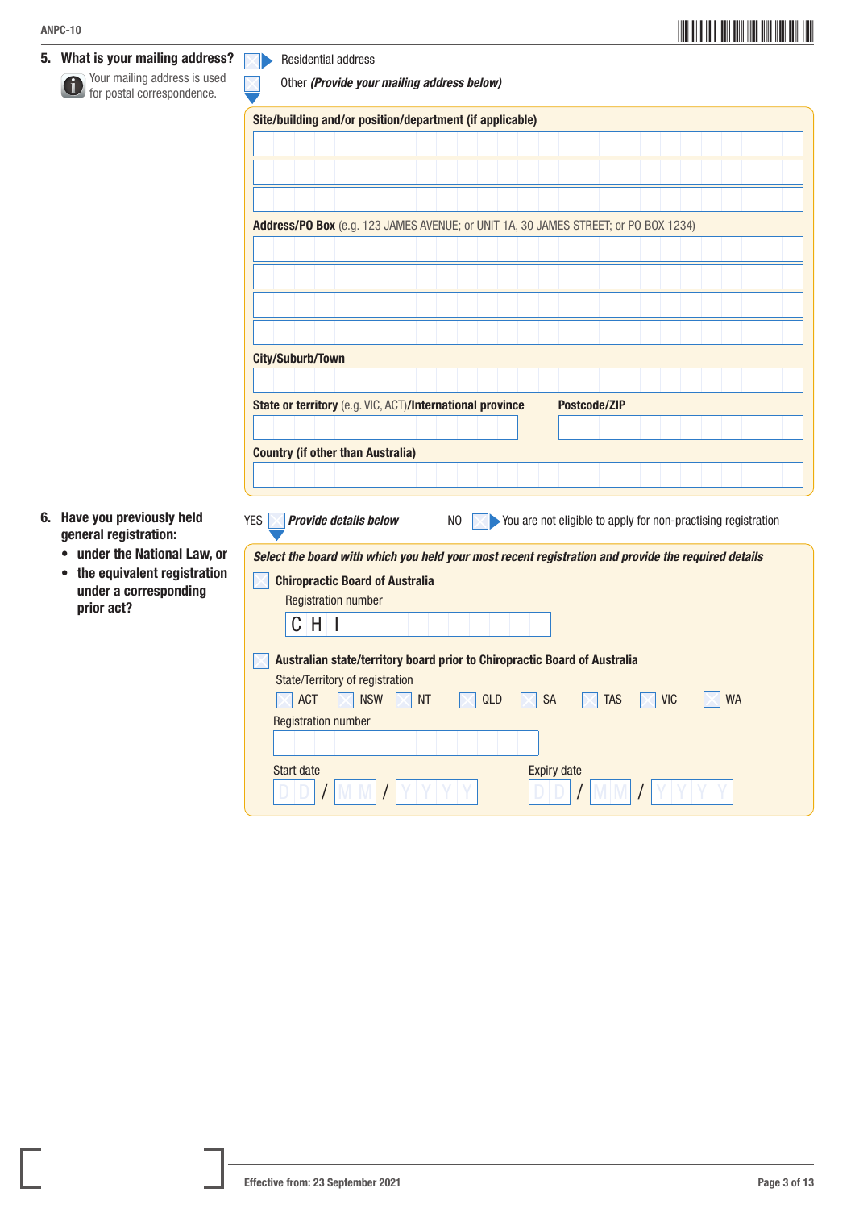## 5. What is your mailing address?

Your mailing address is used for postal correspondence.

- ☐ Residential address
- ☐ Other *(Provide your mailing address below)*

**Site/building and/or position/department (if applicable)**

**Address/PO Box** (e.g. 123 JAMES AVENUE; or UNIT 1A, 30 JAMES STREET; or PO BOX 1234)

**City/Suburb/Town**

**State or territory** (e.g. VIC, ACT)**/International province**

**Postcode/ZIP**

**Country (if other than Australia)**

## 6. Have you previously held general registration:

- **under the National Law, or**
- **the equivalent registration under a corresponding prior act?**

YES ☐ ***Provide details below***

NO ☐ You are not eligible to apply for non-practising registration

***Select the board with which you held your most recent registration and provide the required details***

☐ **Chiropractic Board of Australia**

Registration number

C H I

☐ **Australian state/territory board prior to Chiropractic Board of Australia**

State/Territory of registration

☐ ACT ☐ NSW ☐ NT ☐ QLD ☐ SA ☐ TAS ☐ VIC ☐ WA

Registration number

Start date

D D / M M / Y Y Y Y

Expiry date

D D / M M / Y Y Y Y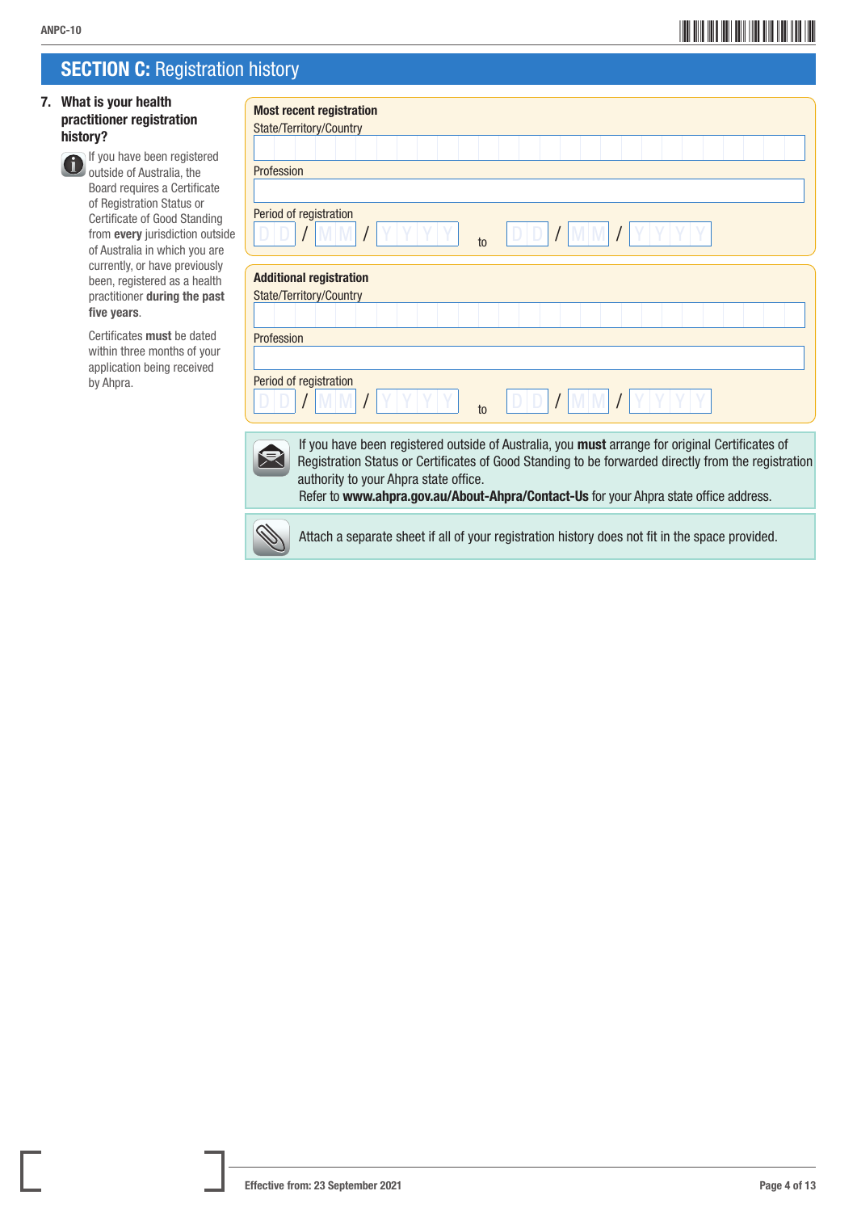## SECTION C: Registration history

### 7. What is your health practitioner registration history?

If you have been registered outside of Australia, the Board requires a Certificate of Registration Status or Certificate of Good Standing from **every** jurisdiction outside of Australia in which you are currently, or have previously been, registered as a health practitioner **during the past five years**.

Certificates **must** be dated within three months of your application being received by Ahpra.

**Most recent registration**

State/Territory/Country

Profession

Period of registration

D D / M M / Y Y Y Y to D D / M M / Y Y Y Y

**Additional registration**

State/Territory/Country

Profession

Period of registration

D D / M M / Y Y Y Y to D D / M M / Y Y Y Y

If you have been registered outside of Australia, you **must** arrange for original Certificates of Registration Status or Certificates of Good Standing to be forwarded directly from the registration authority to your Ahpra state office.
Refer to **www.ahpra.gov.au/About-Ahpra/Contact-Us** for your Ahpra state office address.

Attach a separate sheet if all of your registration history does not fit in the space provided.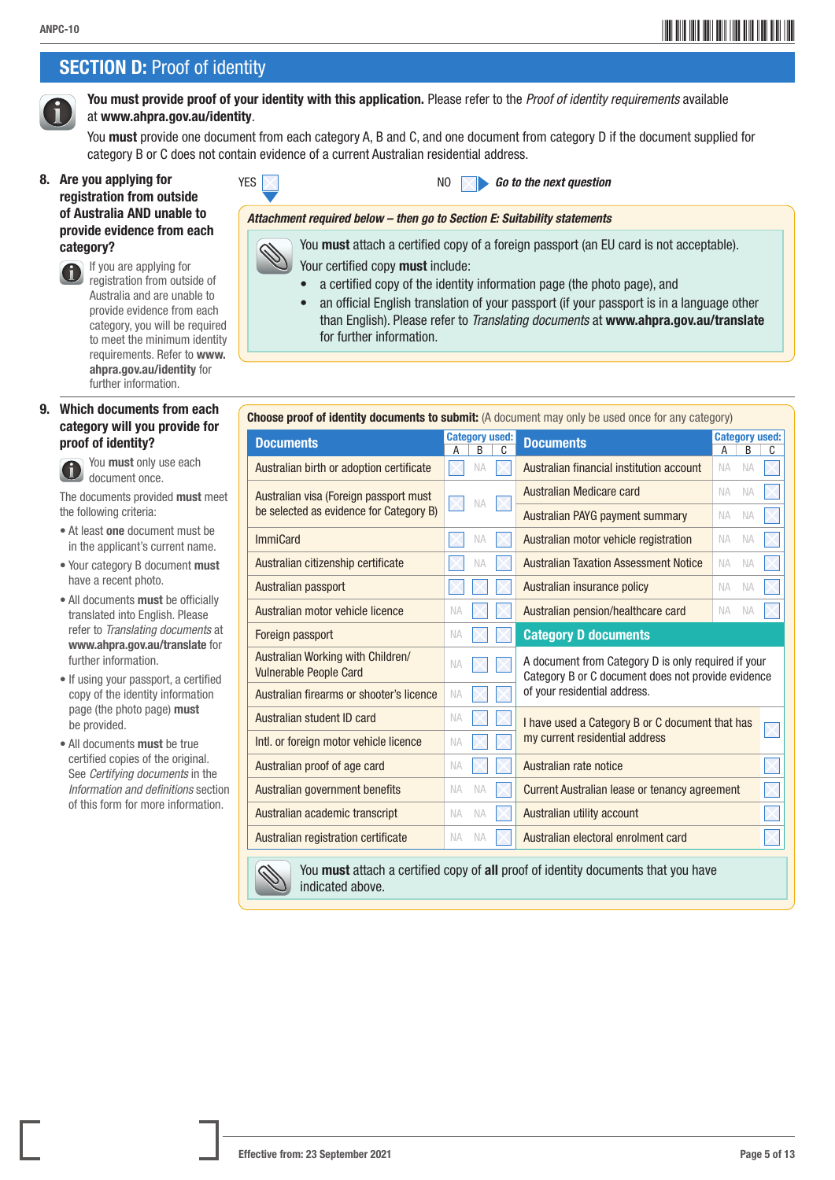## SECTION D: Proof of identity

**You must provide proof of your identity with this application.** Please refer to the *Proof of identity requirements* available at **www.ahpra.gov.au/identity**.

You **must** provide one document from each category A, B and C, and one document from category D if the document supplied for category B or C does not contain evidence of a current Australian residential address.

**8. Are you applying for registration from outside of Australia AND unable to provide evidence from each category?**

If you are applying for registration from outside of Australia and are unable to provide evidence from each category, you will be required to meet the minimum identity requirements. Refer to **www.ahpra.gov.au/identity** for further information.

YES ☐ NO ☐ ▶ ***Go to the next question***

***Attachment required below – then go to Section E: Suitability statements***

You **must** attach a certified copy of a foreign passport (an EU card is not acceptable).
Your certified copy **must** include:

- a certified copy of the identity information page (the photo page), and
- an official English translation of your passport (if your passport is in a language other than English). Please refer to *Translating documents* at **www.ahpra.gov.au/translate** for further information.

**9. Which documents from each category will you provide for proof of identity?**

You **must** only use each document once.

The documents provided **must** meet the following criteria:

- At least **one** document must be in the applicant's current name.
- Your category B document **must** have a recent photo.
- All documents **must** be officially translated into English. Please refer to *Translating documents* at **www.ahpra.gov.au/translate** for further information.
- If using your passport, a certified copy of the identity information page (the photo page) **must** be provided.
- All documents **must** be true certified copies of the original. See *Certifying documents* in the *Information and definitions* section of this form for more information.

**Choose proof of identity documents to submit:** (A document may only be used once for any category)

| Documents | Category used: A | B | C |
|---|---|---|---|
| Australian birth or adoption certificate | ☐ | NA | ☐ |
| Australian visa (Foreign passport must be selected as evidence for Category B) | ☐ | NA | ☐ |
| ImmiCard | ☐ | NA | ☐ |
| Australian citizenship certificate | ☐ | NA | ☐ |
| Australian passport | ☐ | ☐ | ☐ |
| Australian motor vehicle licence | NA | ☐ | ☐ |
| Foreign passport | NA | ☐ | ☐ |
| Australian Working with Children/ Vulnerable People Card | NA | ☐ | ☐ |
| Australian firearms or shooter's licence | NA | ☐ | ☐ |
| Australian student ID card | NA | ☐ | ☐ |
| Intl. or foreign motor vehicle licence | NA | ☐ | ☐ |
| Australian proof of age card | NA | ☐ | ☐ |
| Australian government benefits | NA | NA | ☐ |
| Australian academic transcript | NA | NA | ☐ |
| Australian registration certificate | NA | NA | ☐ |

| Documents | Category used: A | B | C |
|---|---|---|---|
| Australian financial institution account | NA | NA | ☐ |
| Australian Medicare card | NA | NA | ☐ |
| Australian PAYG payment summary | NA | NA | ☐ |
| Australian motor vehicle registration | NA | NA | ☐ |
| Australian Taxation Assessment Notice | NA | NA | ☐ |
| Australian insurance policy | NA | NA | ☐ |
| Australian pension/healthcare card | NA | NA | ☐ |

**Category D documents**

A document from Category D is only required if your Category B or C document does not provide evidence of your residential address.

| Category D documents | |
|---|---|
| I have used a Category B or C document that has my current residential address | ☐ |
| Australian rate notice | ☐ |
| Current Australian lease or tenancy agreement | ☐ |
| Australian utility account | ☐ |
| Australian electoral enrolment card | ☐ |

You **must** attach a certified copy of **all** proof of identity documents that you have indicated above.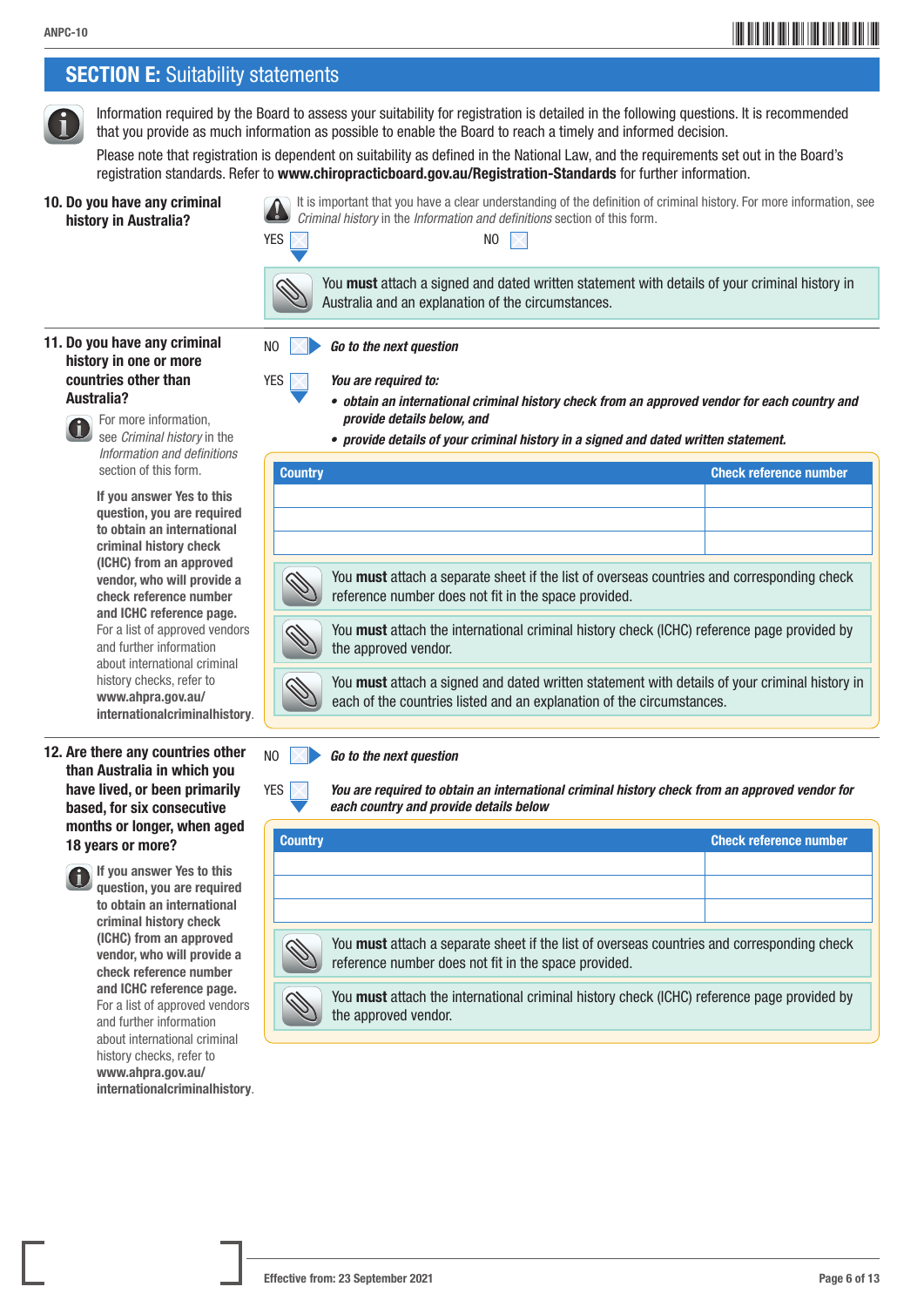## SECTION E: Suitability statements

Information required by the Board to assess your suitability for registration is detailed in the following questions. It is recommended that you provide as much information as possible to enable the Board to reach a timely and informed decision.

Please note that registration is dependent on suitability as defined in the National Law, and the requirements set out in the Board's registration standards. Refer to **www.chiropracticboard.gov.au/Registration-Standards** for further information.

**10. Do you have any criminal history in Australia?**

It is important that you have a clear understanding of the definition of criminal history. For more information, see *Criminal history* in the *Information and definitions* section of this form.

YES ☐ NO ☐

You **must** attach a signed and dated written statement with details of your criminal history in Australia and an explanation of the circumstances.

**11. Do you have any criminal history in one or more countries other than Australia?**

For more information, see *Criminal history* in the *Information and definitions* section of this form.

**If you answer Yes to this question, you are required to obtain an international criminal history check (ICHC) from an approved vendor, who will provide a check reference number and ICHC reference page.** For a list of approved vendors and further information about international criminal history checks, refer to **www.ahpra.gov.au/internationalcriminalhistory**.

NO ☐ ***Go to the next question***

YES ☐ ***You are required to:***

- ***obtain an international criminal history check from an approved vendor for each country and provide details below, and***
- ***provide details of your criminal history in a signed and dated written statement.***

| Country | Check reference number |
|---|---|
| | |
| | |
| | |

You **must** attach a separate sheet if the list of overseas countries and corresponding check reference number does not fit in the space provided.

You **must** attach the international criminal history check (ICHC) reference page provided by the approved vendor.

You **must** attach a signed and dated written statement with details of your criminal history in each of the countries listed and an explanation of the circumstances.

**12. Are there any countries other than Australia in which you have lived, or been primarily based, for six consecutive months or longer, when aged 18 years or more?**

**If you answer Yes to this question, you are required to obtain an international criminal history check (ICHC) from an approved vendor, who will provide a check reference number and ICHC reference page.** For a list of approved vendors and further information about international criminal history checks, refer to **www.ahpra.gov.au/internationalcriminalhistory**.

NO ☐ ***Go to the next question***

YES ☐ ***You are required to obtain an international criminal history check from an approved vendor for each country and provide details below***

| Country | Check reference number |
|---|---|
| | |
| | |
| | |

You **must** attach a separate sheet if the list of overseas countries and corresponding check reference number does not fit in the space provided.

You **must** attach the international criminal history check (ICHC) reference page provided by the approved vendor.

Effective from: 23 September 2021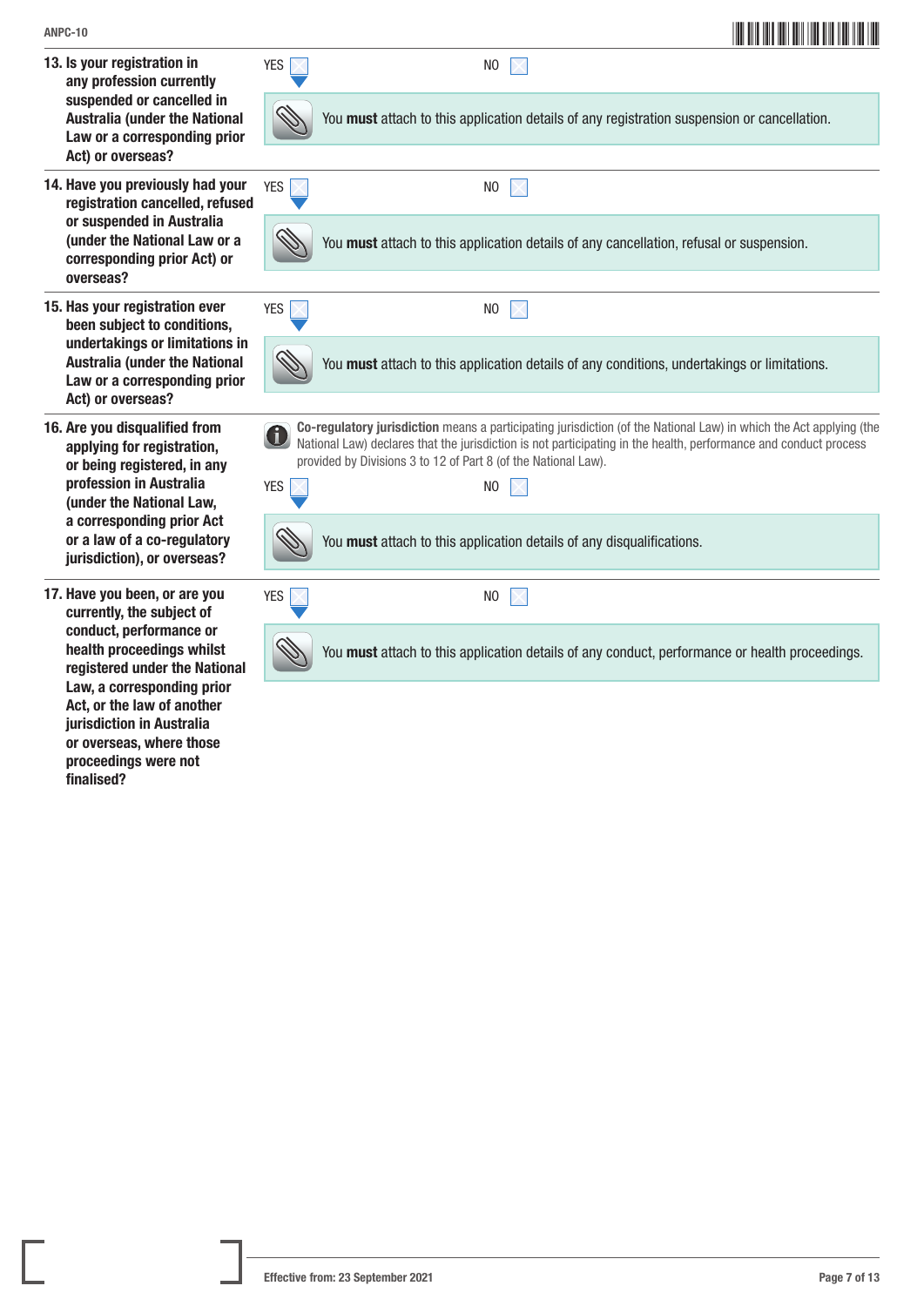**13. Is your registration in any profession currently suspended or cancelled in Australia (under the National Law or a corresponding prior Act) or overseas?**

YES ☐ NO ☐

You **must** attach to this application details of any registration suspension or cancellation.

---

**14. Have you previously had your registration cancelled, refused or suspended in Australia (under the National Law or a corresponding prior Act) or overseas?**

YES ☐ NO ☐

You **must** attach to this application details of any cancellation, refusal or suspension.

---

**15. Has your registration ever been subject to conditions, undertakings or limitations in Australia (under the National Law or a corresponding prior Act) or overseas?**

YES ☐ NO ☐

You **must** attach to this application details of any conditions, undertakings or limitations.

---

**16. Are you disqualified from applying for registration, or being registered, in any profession in Australia (under the National Law, a corresponding prior Act or a law of a co-regulatory jurisdiction), or overseas?**

**Co-regulatory jurisdiction** means a participating jurisdiction (of the National Law) in which the Act applying (the National Law) declares that the jurisdiction is not participating in the health, performance and conduct process provided by Divisions 3 to 12 of Part 8 (of the National Law).

YES ☐ NO ☐

You **must** attach to this application details of any disqualifications.

---

**17. Have you been, or are you currently, the subject of conduct, performance or health proceedings whilst registered under the National Law, a corresponding prior Act, or the law of another jurisdiction in Australia or overseas, where those proceedings were not finalised?**

YES ☐ NO ☐

You **must** attach to this application details of any conduct, performance or health proceedings.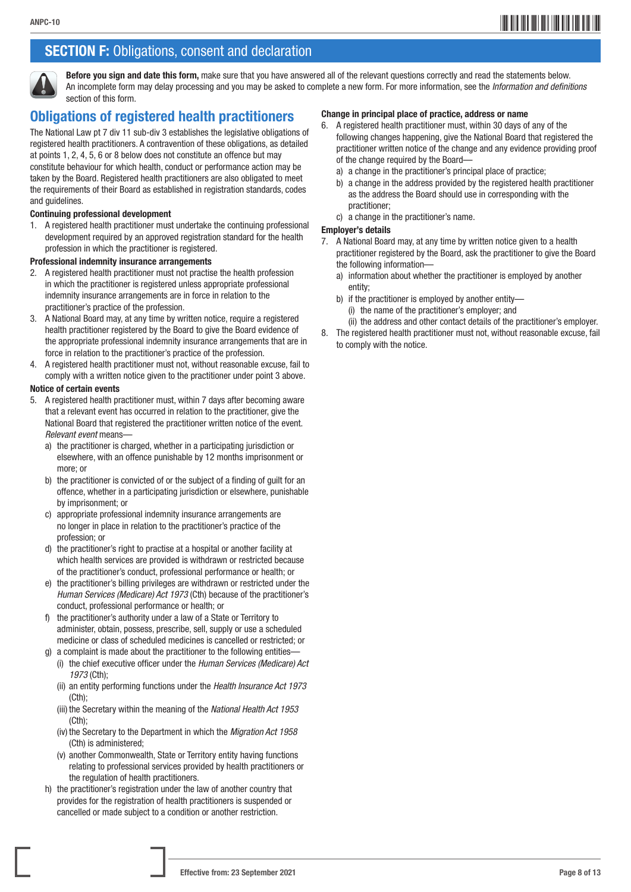## SECTION F: Obligations, consent and declaration

**Before you sign and date this form,** make sure that you have answered all of the relevant questions correctly and read the statements below. An incomplete form may delay processing and you may be asked to complete a new form. For more information, see the *Information and definitions* section of this form.

## Obligations of registered health practitioners

The National Law pt 7 div 11 sub-div 3 establishes the legislative obligations of registered health practitioners. A contravention of these obligations, as detailed at points 1, 2, 4, 5, 6 or 8 below does not constitute an offence but may constitute behaviour for which health, conduct or performance action may be taken by the Board. Registered health practitioners are also obligated to meet the requirements of their Board as established in registration standards, codes and guidelines.

**Continuing professional development**

1. A registered health practitioner must undertake the continuing professional development required by an approved registration standard for the health profession in which the practitioner is registered.

**Professional indemnity insurance arrangements**

2. A registered health practitioner must not practise the health profession in which the practitioner is registered unless appropriate professional indemnity insurance arrangements are in force in relation to the practitioner's practice of the profession.
3. A National Board may, at any time by written notice, require a registered health practitioner registered by the Board to give the Board evidence of the appropriate professional indemnity insurance arrangements that are in force in relation to the practitioner's practice of the profession.
4. A registered health practitioner must not, without reasonable excuse, fail to comply with a written notice given to the practitioner under point 3 above.

**Notice of certain events**

5. A registered health practitioner must, within 7 days after becoming aware that a relevant event has occurred in relation to the practitioner, give the National Board that registered the practitioner written notice of the event. *Relevant event* means—
   a) the practitioner is charged, whether in a participating jurisdiction or elsewhere, with an offence punishable by 12 months imprisonment or more; or
   b) the practitioner is convicted of or the subject of a finding of guilt for an offence, whether in a participating jurisdiction or elsewhere, punishable by imprisonment; or
   c) appropriate professional indemnity insurance arrangements are no longer in place in relation to the practitioner's practice of the profession; or
   d) the practitioner's right to practise at a hospital or another facility at which health services are provided is withdrawn or restricted because of the practitioner's conduct, professional performance or health; or
   e) the practitioner's billing privileges are withdrawn or restricted under the *Human Services (Medicare) Act 1973* (Cth) because of the practitioner's conduct, professional performance or health; or
   f) the practitioner's authority under a law of a State or Territory to administer, obtain, possess, prescribe, sell, supply or use a scheduled medicine or class of scheduled medicines is cancelled or restricted; or
   g) a complaint is made about the practitioner to the following entities—
      (i) the chief executive officer under the *Human Services (Medicare) Act 1973* (Cth);
      (ii) an entity performing functions under the *Health Insurance Act 1973* (Cth);
      (iii) the Secretary within the meaning of the *National Health Act 1953* (Cth);
      (iv) the Secretary to the Department in which the *Migration Act 1958* (Cth) is administered;
      (v) another Commonwealth, State or Territory entity having functions relating to professional services provided by health practitioners or the regulation of health practitioners.
   h) the practitioner's registration under the law of another country that provides for the registration of health practitioners is suspended or cancelled or made subject to a condition or another restriction.

**Change in principal place of practice, address or name**

6. A registered health practitioner must, within 30 days of any of the following changes happening, give the National Board that registered the practitioner written notice of the change and any evidence providing proof of the change required by the Board—
   a) a change in the practitioner's principal place of practice;
   b) a change in the address provided by the registered health practitioner as the address the Board should use in corresponding with the practitioner;
   c) a change in the practitioner's name.

**Employer's details**

7. A National Board may, at any time by written notice given to a health practitioner registered by the Board, ask the practitioner to give the Board the following information—
   a) information about whether the practitioner is employed by another entity;
   b) if the practitioner is employed by another entity—
      (i) the name of the practitioner's employer; and
      (ii) the address and other contact details of the practitioner's employer.
8. The registered health practitioner must not, without reasonable excuse, fail to comply with the notice.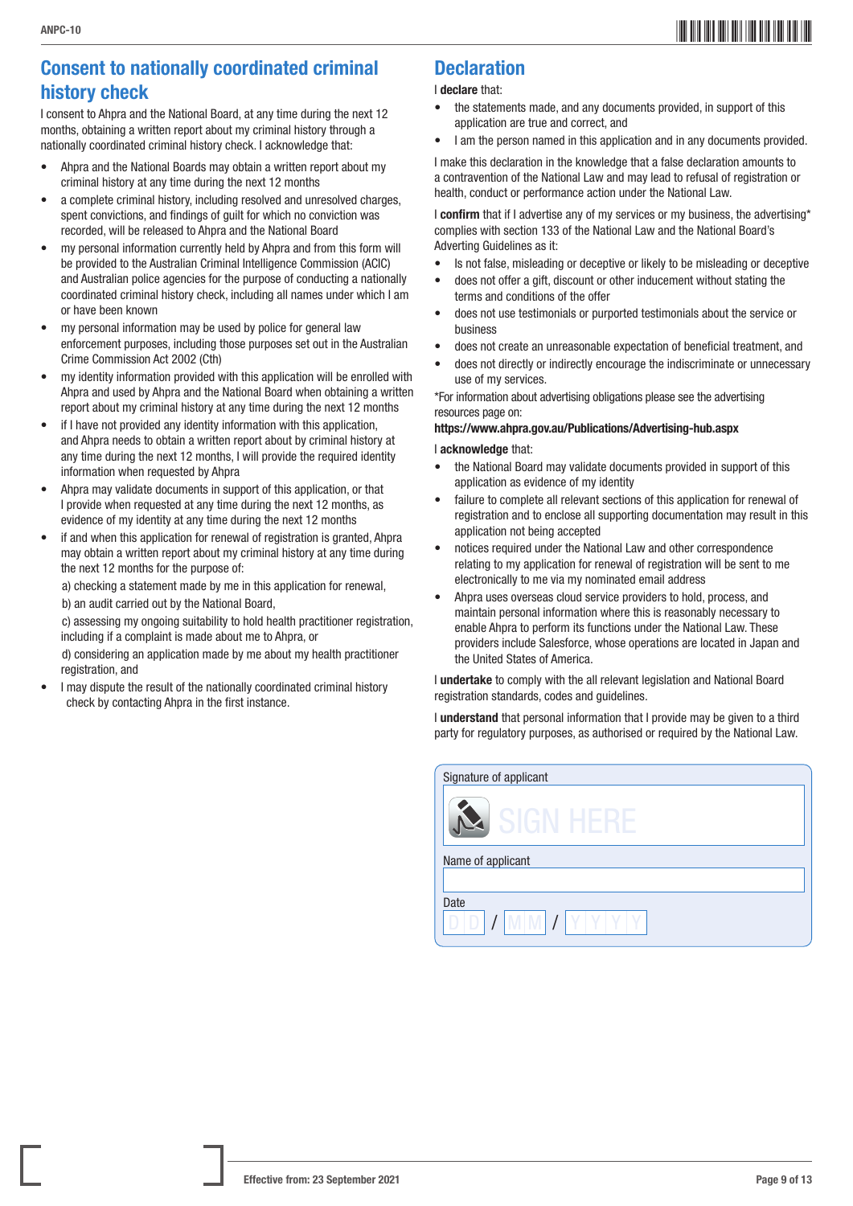## Consent to nationally coordinated criminal history check

I consent to Ahpra and the National Board, at any time during the next 12 months, obtaining a written report about my criminal history through a nationally coordinated criminal history check. I acknowledge that:

- Ahpra and the National Boards may obtain a written report about my criminal history at any time during the next 12 months
- a complete criminal history, including resolved and unresolved charges, spent convictions, and findings of guilt for which no conviction was recorded, will be released to Ahpra and the National Board
- my personal information currently held by Ahpra and from this form will be provided to the Australian Criminal Intelligence Commission (ACIC) and Australian police agencies for the purpose of conducting a nationally coordinated criminal history check, including all names under which I am or have been known
- my personal information may be used by police for general law enforcement purposes, including those purposes set out in the Australian Crime Commission Act 2002 (Cth)
- my identity information provided with this application will be enrolled with Ahpra and used by Ahpra and the National Board when obtaining a written report about my criminal history at any time during the next 12 months
- if I have not provided any identity information with this application, and Ahpra needs to obtain a written report about by criminal history at any time during the next 12 months, I will provide the required identity information when requested by Ahpra
- Ahpra may validate documents in support of this application, or that I provide when requested at any time during the next 12 months, as evidence of my identity at any time during the next 12 months
- if and when this application for renewal of registration is granted, Ahpra may obtain a written report about my criminal history at any time during the next 12 months for the purpose of:

  a) checking a statement made by me in this application for renewal,

  b) an audit carried out by the National Board,

  c) assessing my ongoing suitability to hold health practitioner registration, including if a complaint is made about me to Ahpra, or

  d) considering an application made by me about my health practitioner registration, and
- I may dispute the result of the nationally coordinated criminal history check by contacting Ahpra in the first instance.

## Declaration

I **declare** that:

- the statements made, and any documents provided, in support of this application are true and correct, and
- I am the person named in this application and in any documents provided.

I make this declaration in the knowledge that a false declaration amounts to a contravention of the National Law and may lead to refusal of registration or health, conduct or performance action under the National Law.

I **confirm** that if I advertise any of my services or my business, the advertising* complies with section 133 of the National Law and the National Board's Adverting Guidelines as it:

- Is not false, misleading or deceptive or likely to be misleading or deceptive
- does not offer a gift, discount or other inducement without stating the terms and conditions of the offer
- does not use testimonials or purported testimonials about the service or business
- does not create an unreasonable expectation of beneficial treatment, and
- does not directly or indirectly encourage the indiscriminate or unnecessary use of my services.

*For information about advertising obligations please see the advertising resources page on:

**https://www.ahpra.gov.au/Publications/Advertising-hub.aspx**

I **acknowledge** that:

- the National Board may validate documents provided in support of this application as evidence of my identity
- failure to complete all relevant sections of this application for renewal of registration and to enclose all supporting documentation may result in this application not being accepted
- notices required under the National Law and other correspondence relating to my application for renewal of registration will be sent to me electronically to me via my nominated email address
- Ahpra uses overseas cloud service providers to hold, process, and maintain personal information where this is reasonably necessary to enable Ahpra to perform its functions under the National Law. These providers include Salesforce, whose operations are located in Japan and the United States of America.

I **undertake** to comply with the all relevant legislation and National Board registration standards, codes and guidelines.

I **understand** that personal information that I provide may be given to a third party for regulatory purposes, as authorised or required by the National Law.

Signature of applicant

SIGN HERE

Name of applicant

Date

D D / M M / Y Y Y Y

Effective from: 23 September 2021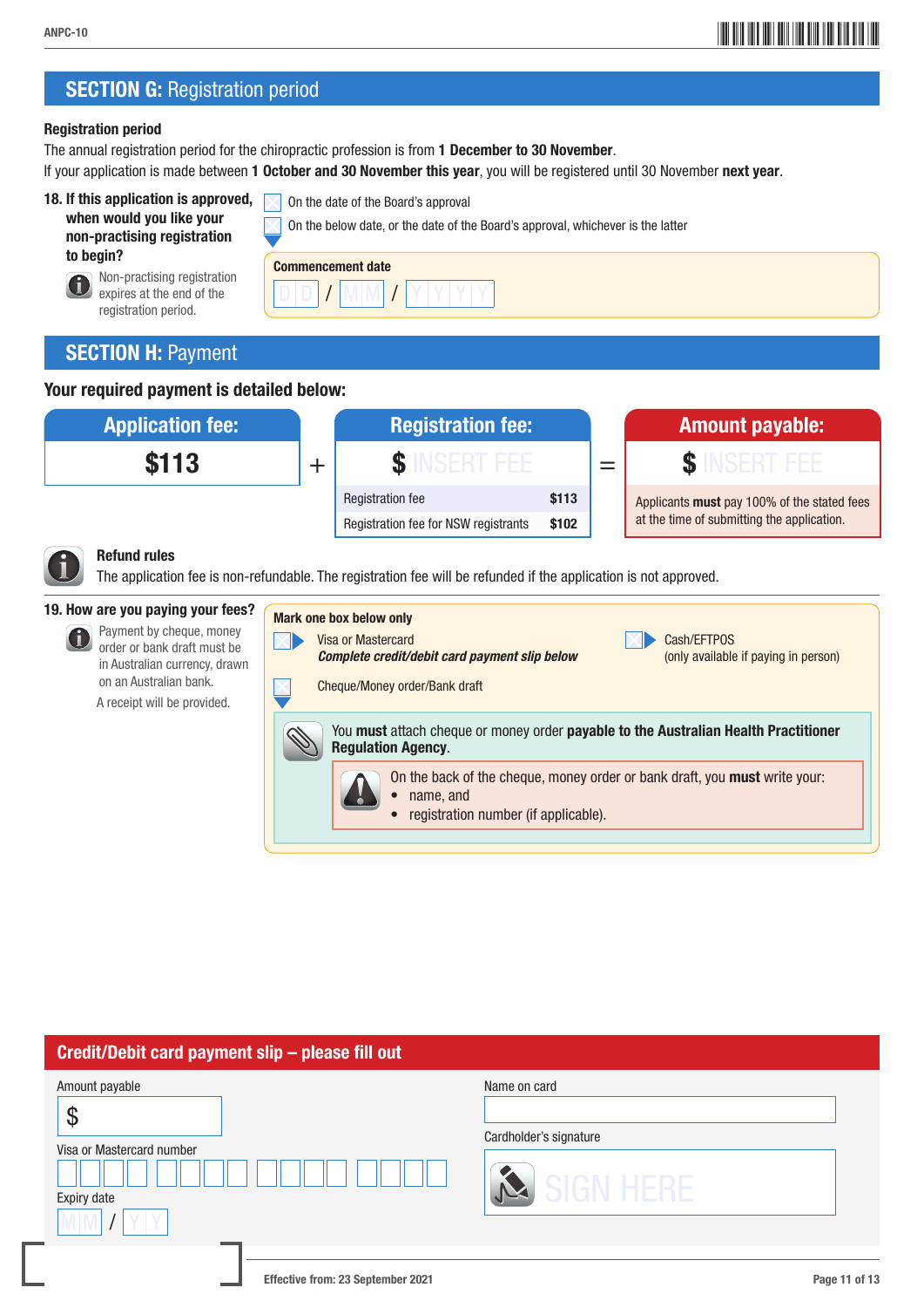## SECTION G: Registration period

**Registration period**

The annual registration period for the chiropractic profession is from **1 December to 30 November**.

If your application is made between **1 October and 30 November this year**, you will be registered until 30 November **next year**.

**18. If this application is approved, when would you like your non-practising registration to begin?**

Non-practising registration expires at the end of the registration period.

- ☐ On the date of the Board's approval
- ☐ On the below date, or the date of the Board's approval, whichever is the latter

**Commencement date**

D D / M M / Y Y Y Y

## SECTION H: Payment

### Your required payment is detailed below:

| Application fee: | | Registration fee: | | Amount payable: |
|---|---|---|---|---|
| **$113** | + | **$** INSERT FEE | = | **$** INSERT FEE |
| | | Registration fee **$113** | | Applicants **must** pay 100% of the stated fees at the time of submitting the application. |
| | | Registration fee for NSW registrants **$102** | | |

**Refund rules**

The application fee is non-refundable. The registration fee will be refunded if the application is not approved.

**19. How are you paying your fees?**

Payment by cheque, money order or bank draft must be in Australian currency, drawn on an Australian bank.

A receipt will be provided.

**Mark one box below only**

- ☐ Visa or Mastercard
  ***Complete credit/debit card payment slip below***
- ☐ Cash/EFTPOS
  (only available if paying in person)
- ☐ Cheque/Money order/Bank draft

You **must** attach cheque or money order **payable to the Australian Health Practitioner Regulation Agency**.

On the back of the cheque, money order or bank draft, you **must** write your:

- name, and
- registration number (if applicable).

## Credit/Debit card payment slip – please fill out

Amount payable

$

Visa or Mastercard number

☐☐☐☐ ☐☐☐☐ ☐☐☐☐ ☐☐☐☐

Expiry date

M M / Y Y

Name on card

Cardholder's signature

SIGN HERE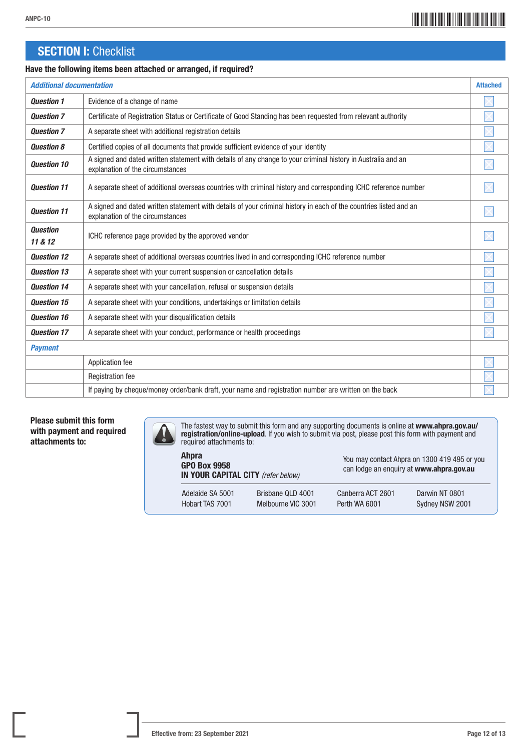## SECTION I: Checklist

**Have the following items been attached or arranged, if required?**

| *Additional documentation* | | Attached |
|---|---|---|
| ***Question 1*** | Evidence of a change of name | ☐ |
| ***Question 7*** | Certificate of Registration Status or Certificate of Good Standing has been requested from relevant authority | ☐ |
| ***Question 7*** | A separate sheet with additional registration details | ☐ |
| ***Question 8*** | Certified copies of all documents that provide sufficient evidence of your identity | ☐ |
| ***Question 10*** | A signed and dated written statement with details of any change to your criminal history in Australia and an explanation of the circumstances | ☐ |
| ***Question 11*** | A separate sheet of additional overseas countries with criminal history and corresponding ICHC reference number | ☐ |
| ***Question 11*** | A signed and dated written statement with details of your criminal history in each of the countries listed and an explanation of the circumstances | ☐ |
| ***Question 11 & 12*** | ICHC reference page provided by the approved vendor | ☐ |
| ***Question 12*** | A separate sheet of additional overseas countries lived in and corresponding ICHC reference number | ☐ |
| ***Question 13*** | A separate sheet with your current suspension or cancellation details | ☐ |
| ***Question 14*** | A separate sheet with your cancellation, refusal or suspension details | ☐ |
| ***Question 15*** | A separate sheet with your conditions, undertakings or limitation details | ☐ |
| ***Question 16*** | A separate sheet with your disqualification details | ☐ |
| ***Question 17*** | A separate sheet with your conduct, performance or health proceedings | ☐ |
| ***Payment*** | | |
| | Application fee | ☐ |
| | Registration fee | ☐ |
| | If paying by cheque/money order/bank draft, your name and registration number are written on the back | ☐ |

**Please submit this form with payment and required attachments to:**

The fastest way to submit this form and any supporting documents is online at **www.ahpra.gov.au/registration/online-upload**. If you wish to submit via post, please post this form with payment and required attachments to:

**Ahpra**
**GPO Box 9958**
**IN YOUR CAPITAL CITY** *(refer below)*

You may contact Ahpra on 1300 419 495 or you can lodge an enquiry at **www.ahpra.gov.au**

| | | | |
|---|---|---|---|
| Adelaide SA 5001 | Brisbane QLD 4001 | Canberra ACT 2601 | Darwin NT 0801 |
| Hobart TAS 7001 | Melbourne VIC 3001 | Perth WA 6001 | Sydney NSW 2001 |

Effective from: 23 September 2021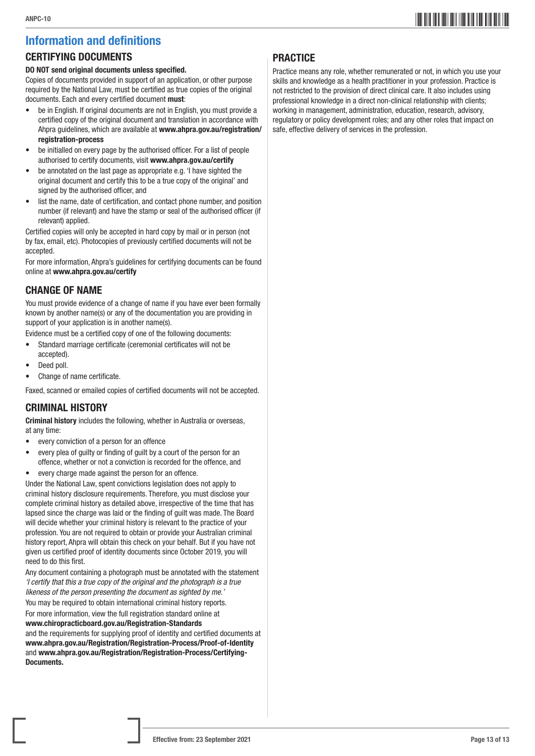# Information and definitions

## CERTIFYING DOCUMENTS

**DO NOT send original documents unless specified.**

Copies of documents provided in support of an application, or other purpose required by the National Law, must be certified as true copies of the original documents. Each and every certified document **must**:

- be in English. If original documents are not in English, you must provide a certified copy of the original document and translation in accordance with Ahpra guidelines, which are available at **www.ahpra.gov.au/registration/registration-process**
- be initialled on every page by the authorised officer. For a list of people authorised to certify documents, visit **www.ahpra.gov.au/certify**
- be annotated on the last page as appropriate e.g. 'I have sighted the original document and certify this to be a true copy of the original' and signed by the authorised officer, and
- list the name, date of certification, and contact phone number, and position number (if relevant) and have the stamp or seal of the authorised officer (if relevant) applied.

Certified copies will only be accepted in hard copy by mail or in person (not by fax, email, etc). Photocopies of previously certified documents will not be accepted.

For more information, Ahpra's guidelines for certifying documents can be found online at **www.ahpra.gov.au/certify**

## CHANGE OF NAME

You must provide evidence of a change of name if you have ever been formally known by another name(s) or any of the documentation you are providing in support of your application is in another name(s).

Evidence must be a certified copy of one of the following documents:

- Standard marriage certificate (ceremonial certificates will not be accepted).
- Deed poll.
- Change of name certificate.

Faxed, scanned or emailed copies of certified documents will not be accepted.

## CRIMINAL HISTORY

**Criminal history** includes the following, whether in Australia or overseas, at any time:

- every conviction of a person for an offence
- every plea of guilty or finding of guilt by a court of the person for an offence, whether or not a conviction is recorded for the offence, and
- every charge made against the person for an offence.

Under the National Law, spent convictions legislation does not apply to criminal history disclosure requirements. Therefore, you must disclose your complete criminal history as detailed above, irrespective of the time that has lapsed since the charge was laid or the finding of guilt was made. The Board will decide whether your criminal history is relevant to the practice of your profession. You are not required to obtain or provide your Australian criminal history report, Ahpra will obtain this check on your behalf. But if you have not given us certified proof of identity documents since October 2019, you will need to do this first.

Any document containing a photograph must be annotated with the statement *'I certify that this a true copy of the original and the photograph is a true likeness of the person presenting the document as sighted by me.'*

You may be required to obtain international criminal history reports.

For more information, view the full registration standard online at **www.chiropracticboard.gov.au/Registration-Standards**

and the requirements for supplying proof of identity and certified documents at **www.ahpra.gov.au/Registration/Registration-Process/Proof-of-Identity** and **www.ahpra.gov.au/Registration/Registration-Process/Certifying-Documents.**

## PRACTICE

Practice means any role, whether remunerated or not, in which you use your skills and knowledge as a health practitioner in your profession. Practice is not restricted to the provision of direct clinical care. It also includes using professional knowledge in a direct non-clinical relationship with clients; working in management, administration, education, research, advisory, regulatory or policy development roles; and any other roles that impact on safe, effective delivery of services in the profession.